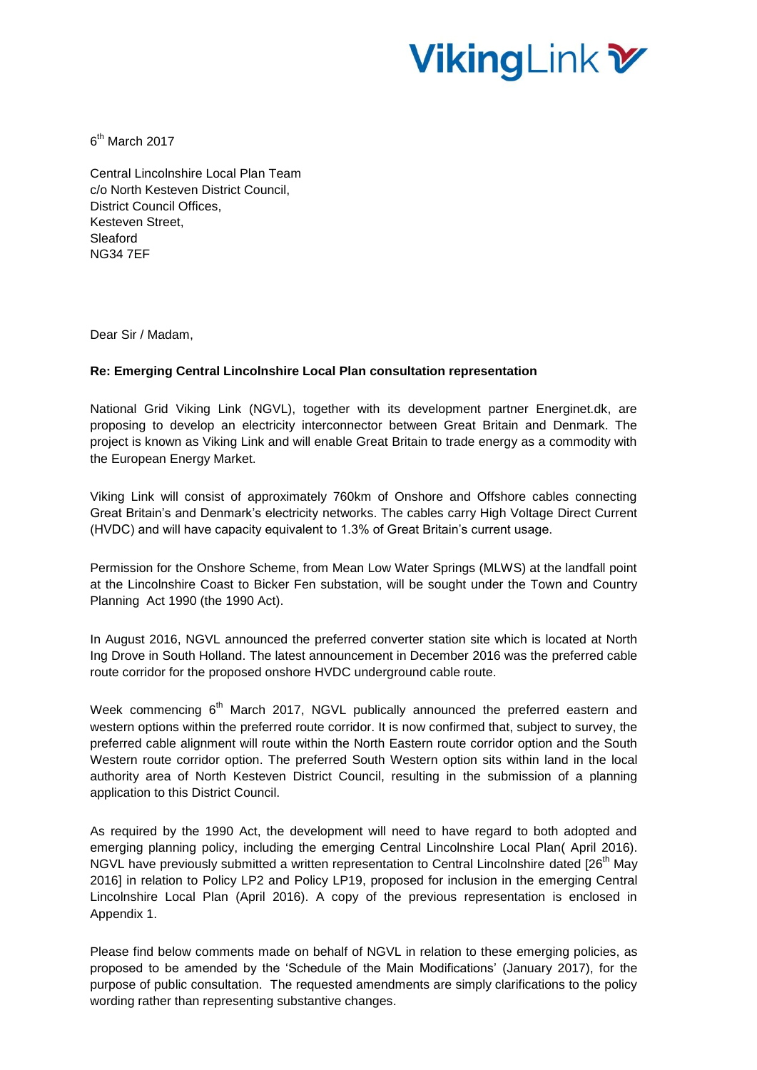VikingLink

6th March 2017

Central Lincolnshire Local Plan Team
c/o North Kesteven District Council,
District Council Offices,
Kesteven Street,
Sleaford
NG34 7EF

Dear Sir / Madam,

**Re: Emerging Central Lincolnshire Local Plan consultation representation**

National Grid Viking Link (NGVL), together with its development partner Energinet.dk, are proposing to develop an electricity interconnector between Great Britain and Denmark. The project is known as Viking Link and will enable Great Britain to trade energy as a commodity with the European Energy Market.

Viking Link will consist of approximately 760km of Onshore and Offshore cables connecting Great Britain's and Denmark's electricity networks. The cables carry High Voltage Direct Current (HVDC) and will have capacity equivalent to 1.3% of Great Britain's current usage.

Permission for the Onshore Scheme, from Mean Low Water Springs (MLWS) at the landfall point at the Lincolnshire Coast to Bicker Fen substation, will be sought under the Town and Country Planning Act 1990 (the 1990 Act).

In August 2016, NGVL announced the preferred converter station site which is located at North Ing Drove in South Holland. The latest announcement in December 2016 was the preferred cable route corridor for the proposed onshore HVDC underground cable route.

Week commencing 6th March 2017, NGVL publically announced the preferred eastern and western options within the preferred route corridor. It is now confirmed that, subject to survey, the preferred cable alignment will route within the North Eastern route corridor option and the South Western route corridor option. The preferred South Western option sits within land in the local authority area of North Kesteven District Council, resulting in the submission of a planning application to this District Council.

As required by the 1990 Act, the development will need to have regard to both adopted and emerging planning policy, including the emerging Central Lincolnshire Local Plan( April 2016). NGVL have previously submitted a written representation to Central Lincolnshire dated [26th May 2016] in relation to Policy LP2 and Policy LP19, proposed for inclusion in the emerging Central Lincolnshire Local Plan (April 2016). A copy of the previous representation is enclosed in Appendix 1.

Please find below comments made on behalf of NGVL in relation to these emerging policies, as proposed to be amended by the 'Schedule of the Main Modifications' (January 2017), for the purpose of public consultation. The requested amendments are simply clarifications to the policy wording rather than representing substantive changes.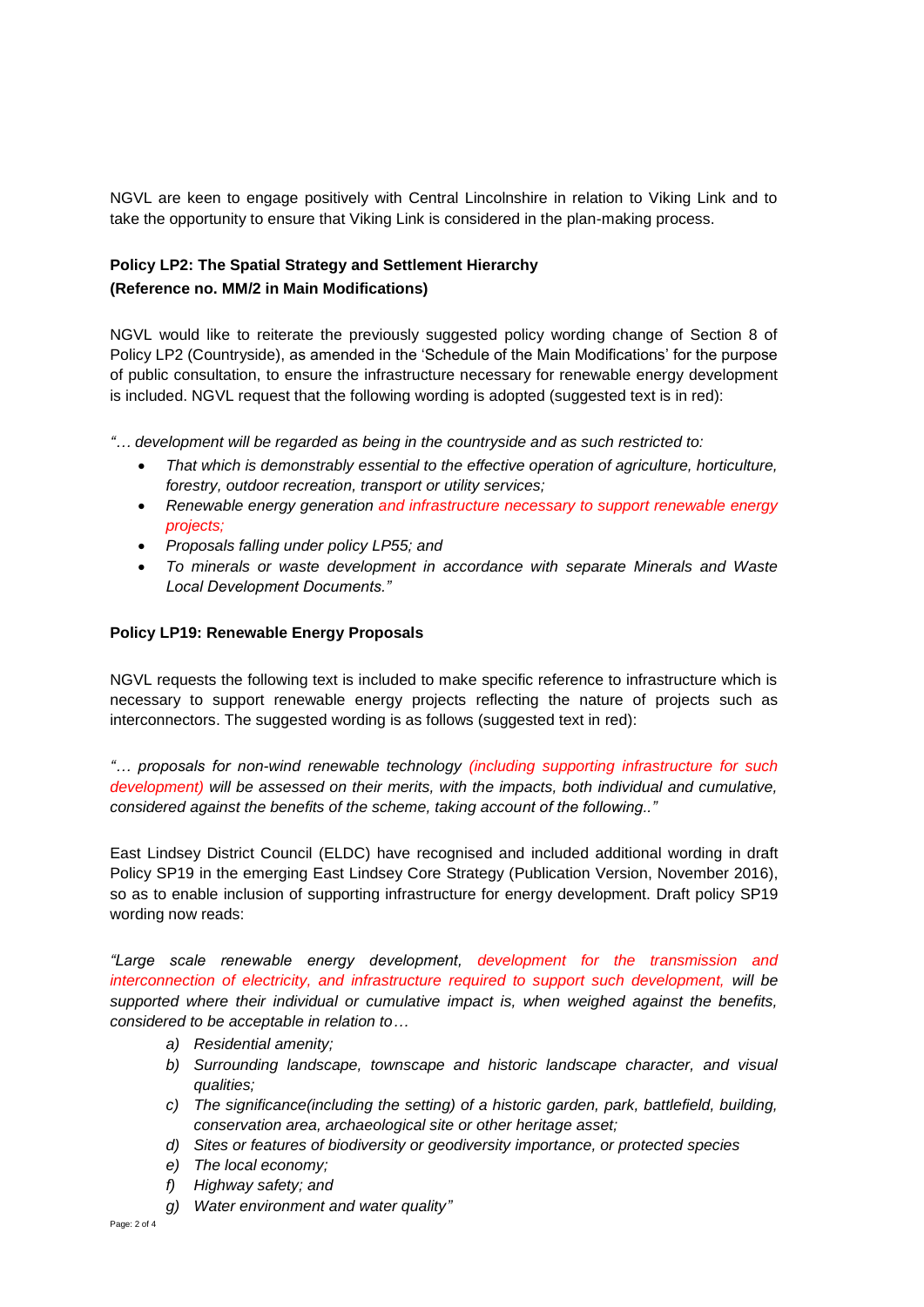NGVL are keen to engage positively with Central Lincolnshire in relation to Viking Link and to take the opportunity to ensure that Viking Link is considered in the plan-making process.

**Policy LP2: The Spatial Strategy and Settlement Hierarchy**
**(Reference no. MM/2 in Main Modifications)**

NGVL would like to reiterate the previously suggested policy wording change of Section 8 of Policy LP2 (Countryside), as amended in the 'Schedule of the Main Modifications' for the purpose of public consultation, to ensure the infrastructure necessary for renewable energy development is included. NGVL request that the following wording is adopted (suggested text is in red):

*"… development will be regarded as being in the countryside and as such restricted to:*

- *That which is demonstrably essential to the effective operation of agriculture, horticulture, forestry, outdoor recreation, transport or utility services;*
- *Renewable energy generation and infrastructure necessary to support renewable energy projects;*
- *Proposals falling under policy LP55; and*
- *To minerals or waste development in accordance with separate Minerals and Waste Local Development Documents."*

**Policy LP19: Renewable Energy Proposals**

NGVL requests the following text is included to make specific reference to infrastructure which is necessary to support renewable energy projects reflecting the nature of projects such as interconnectors. The suggested wording is as follows (suggested text in red):

*"… proposals for non-wind renewable technology (including supporting infrastructure for such development) will be assessed on their merits, with the impacts, both individual and cumulative, considered against the benefits of the scheme, taking account of the following.."*

East Lindsey District Council (ELDC) have recognised and included additional wording in draft Policy SP19 in the emerging East Lindsey Core Strategy (Publication Version, November 2016), so as to enable inclusion of supporting infrastructure for energy development. Draft policy SP19 wording now reads:

*"Large scale renewable energy development, development for the transmission and interconnection of electricity, and infrastructure required to support such development, will be supported where their individual or cumulative impact is, when weighed against the benefits, considered to be acceptable in relation to…*

- *a) Residential amenity;*
- *b) Surrounding landscape, townscape and historic landscape character, and visual qualities;*
- *c) The significance(including the setting) of a historic garden, park, battlefield, building, conservation area, archaeological site or other heritage asset;*
- *d) Sites or features of biodiversity or geodiversity importance, or protected species*
- *e) The local economy;*
- *f) Highway safety; and*
- *g) Water environment and water quality"*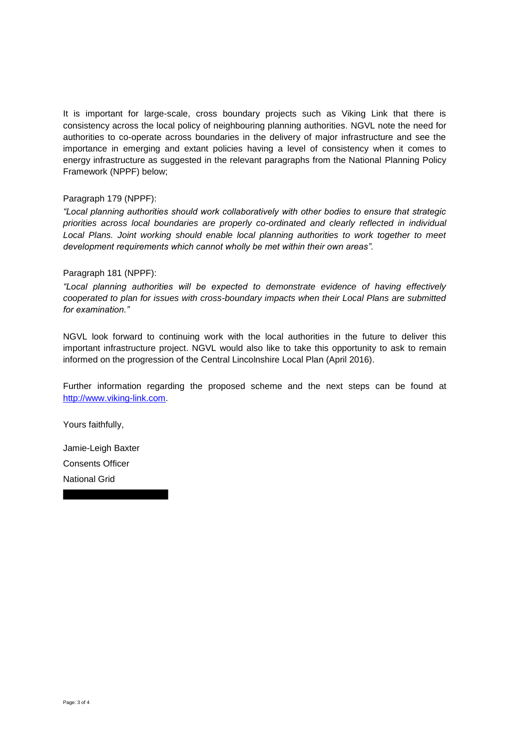It is important for large-scale, cross boundary projects such as Viking Link that there is consistency across the local policy of neighbouring planning authorities. NGVL note the need for authorities to co-operate across boundaries in the delivery of major infrastructure and see the importance in emerging and extant policies having a level of consistency when it comes to energy infrastructure as suggested in the relevant paragraphs from the National Planning Policy Framework (NPPF) below;

Paragraph 179 (NPPF):

*"Local planning authorities should work collaboratively with other bodies to ensure that strategic priorities across local boundaries are properly co-ordinated and clearly reflected in individual Local Plans. Joint working should enable local planning authorities to work together to meet development requirements which cannot wholly be met within their own areas".*

Paragraph 181 (NPPF):

*"Local planning authorities will be expected to demonstrate evidence of having effectively cooperated to plan for issues with cross-boundary impacts when their Local Plans are submitted for examination."*

NGVL look forward to continuing work with the local authorities in the future to deliver this important infrastructure project. NGVL would also like to take this opportunity to ask to remain informed on the progression of the Central Lincolnshire Local Plan (April 2016).

Further information regarding the proposed scheme and the next steps can be found at [http://www.viking-link.com](http://www.viking-link.com).

Yours faithfully,

Jamie-Leigh Baxter

Consents Officer

National Grid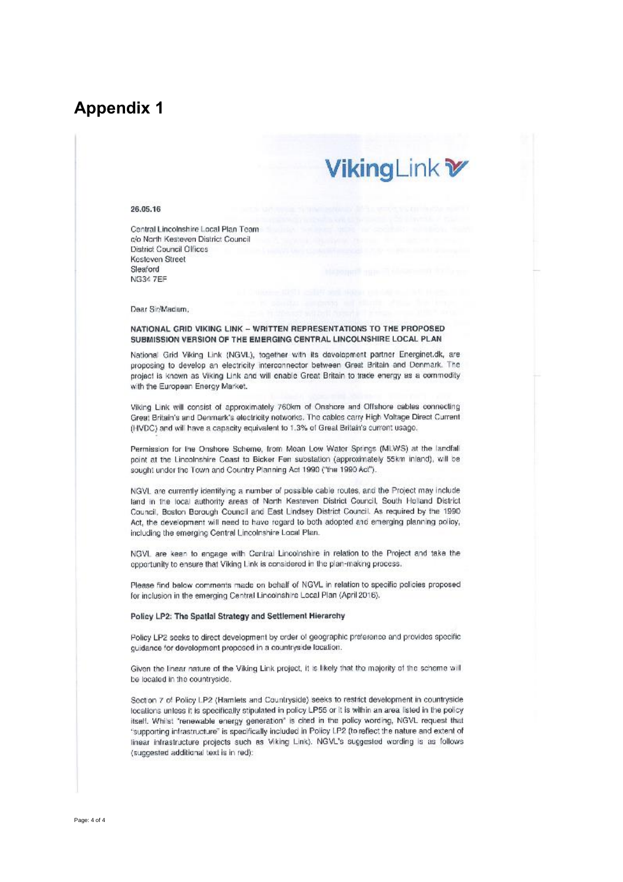# Appendix 1

VikingLink

26.05.16

Central Lincolnshire Local Plan Team
c/o North Kesteven District Council
District Council Offices
Kesteven Street
Sleaford
NG34 7EF

Dear Sir/Madam,

**NATIONAL GRID VIKING LINK – WRITTEN REPRESENTATIONS TO THE PROPOSED SUBMISSION VERSION OF THE EMERGING CENTRAL LINCOLNSHIRE LOCAL PLAN**

National Grid Viking Link (NGVL), together with its development partner Energinet.dk, are proposing to develop an electricity interconnector between Great Britain and Denmark. The project is known as Viking Link and will enable Great Britain to trade energy as a commodity with the European Energy Market.

Viking Link will consist of approximately 760km of Onshore and Offshore cables connecting Great Britain's and Denmark's electricity networks. The cables carry High Voltage Direct Current (HVDC) and will have a capacity equivalent to 1.3% of Great Britain's current usage.

Permission for the Onshore Scheme, from Mean Low Water Springs (MLWS) at the landfall point at the Lincolnshire Coast to Bicker Fen substation (approximately 55km inland), will be sought under the Town and Country Planning Act 1990 ("the 1990 Act").

NGVL are currently identifying a number of possible cable routes, and the Project may include land in the local authority areas of North Kesteven District Council, South Holland District Council, Boston Borough Council and East Lindsey District Council. As required by the 1990 Act, the development will need to have regard to both adopted and emerging planning policy, including the emerging Central Lincolnshire Local Plan.

NGVL are keen to engage with Central Lincolnshire in relation to the Project and take the opportunity to ensure that Viking Link is considered in the plan-making process.

Please find below comments made on behalf of NGVL in relation to specific policies proposed for inclusion in the emerging Central Lincolnshire Local Plan (April 2016).

**Policy LP2: The Spatial Strategy and Settlement Hierarchy**

Policy LP2 seeks to direct development by order of geographic preference and provides specific guidance for development proposed in a countryside location.

Given the linear nature of the Viking Link project, it is likely that the majority of the scheme will be located in the countryside.

Section 7 of Policy LP2 (Hamlets and Countryside) seeks to restrict development in countryside locations unless it is specifically stipulated in policy LP55 or it is within an area listed in the policy itself. Whilst "renewable energy generation" is cited in the policy wording, NGVL request that "supporting infrastructure" is specifically included in Policy LP2 (to reflect the nature and extent of linear infrastructure projects such as Viking Link). NGVL's suggested wording is as follows (suggested additional text is in red):